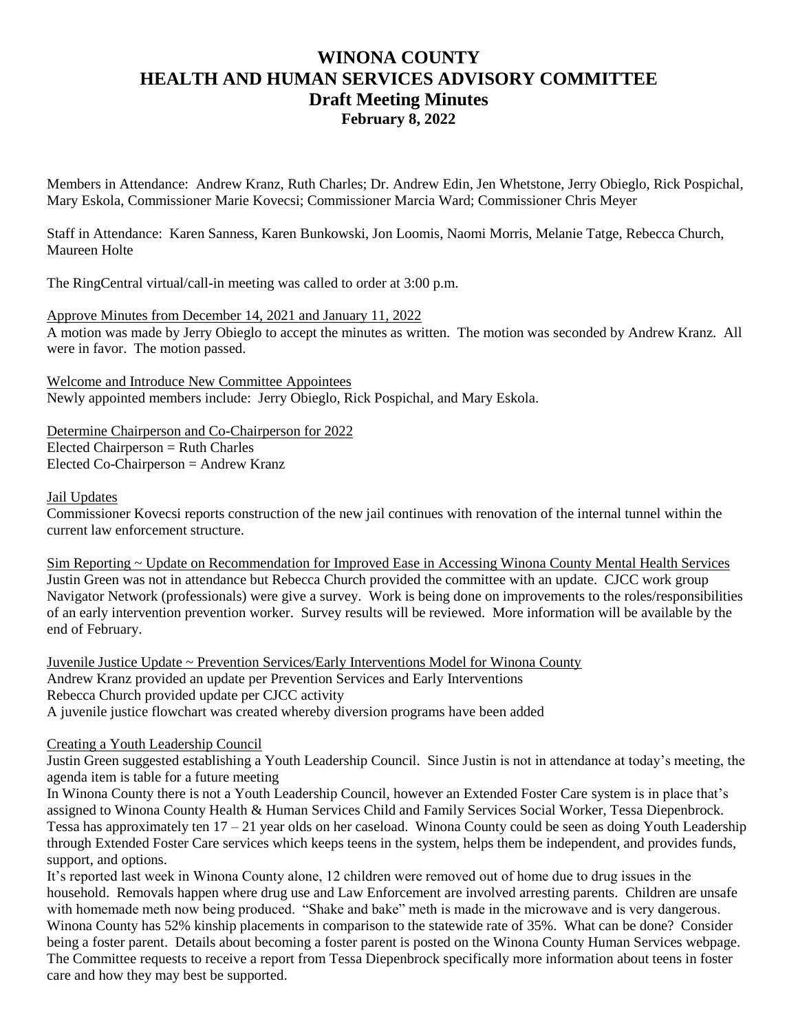# WINONA COUNTY
# HEALTH AND HUMAN SERVICES ADVISORY COMMITTEE
## Draft Meeting Minutes
### February 8, 2022

Members in Attendance: Andrew Kranz, Ruth Charles; Dr. Andrew Edin, Jen Whetstone, Jerry Obieglo, Rick Pospichal, Mary Eskola, Commissioner Marie Kovecsi; Commissioner Marcia Ward; Commissioner Chris Meyer

Staff in Attendance: Karen Sanness, Karen Bunkowski, Jon Loomis, Naomi Morris, Melanie Tatge, Rebecca Church, Maureen Holte

The RingCentral virtual/call-in meeting was called to order at 3:00 p.m.

Approve Minutes from December 14, 2021 and January 11, 2022

A motion was made by Jerry Obieglo to accept the minutes as written. The motion was seconded by Andrew Kranz. All were in favor. The motion passed.

Welcome and Introduce New Committee Appointees

Newly appointed members include: Jerry Obieglo, Rick Pospichal, and Mary Eskola.

Determine Chairperson and Co-Chairperson for 2022

Elected Chairperson = Ruth Charles

Elected Co-Chairperson = Andrew Kranz

Jail Updates

Commissioner Kovecsi reports construction of the new jail continues with renovation of the internal tunnel within the current law enforcement structure.

Sim Reporting ~ Update on Recommendation for Improved Ease in Accessing Winona County Mental Health Services

Justin Green was not in attendance but Rebecca Church provided the committee with an update. CJCC work group Navigator Network (professionals) were give a survey. Work is being done on improvements to the roles/responsibilities of an early intervention prevention worker. Survey results will be reviewed. More information will be available by the end of February.

Juvenile Justice Update ~ Prevention Services/Early Interventions Model for Winona County

Andrew Kranz provided an update per Prevention Services and Early Interventions

Rebecca Church provided update per CJCC activity

A juvenile justice flowchart was created whereby diversion programs have been added

Creating a Youth Leadership Council

Justin Green suggested establishing a Youth Leadership Council. Since Justin is not in attendance at today's meeting, the agenda item is table for a future meeting

In Winona County there is not a Youth Leadership Council, however an Extended Foster Care system is in place that's assigned to Winona County Health & Human Services Child and Family Services Social Worker, Tessa Diepenbrock. Tessa has approximately ten 17 – 21 year olds on her caseload. Winona County could be seen as doing Youth Leadership through Extended Foster Care services which keeps teens in the system, helps them be independent, and provides funds, support, and options.

It's reported last week in Winona County alone, 12 children were removed out of home due to drug issues in the household. Removals happen where drug use and Law Enforcement are involved arresting parents. Children are unsafe with homemade meth now being produced. "Shake and bake" meth is made in the microwave and is very dangerous. Winona County has 52% kinship placements in comparison to the statewide rate of 35%. What can be done? Consider being a foster parent. Details about becoming a foster parent is posted on the Winona County Human Services webpage. The Committee requests to receive a report from Tessa Diepenbrock specifically more information about teens in foster care and how they may best be supported.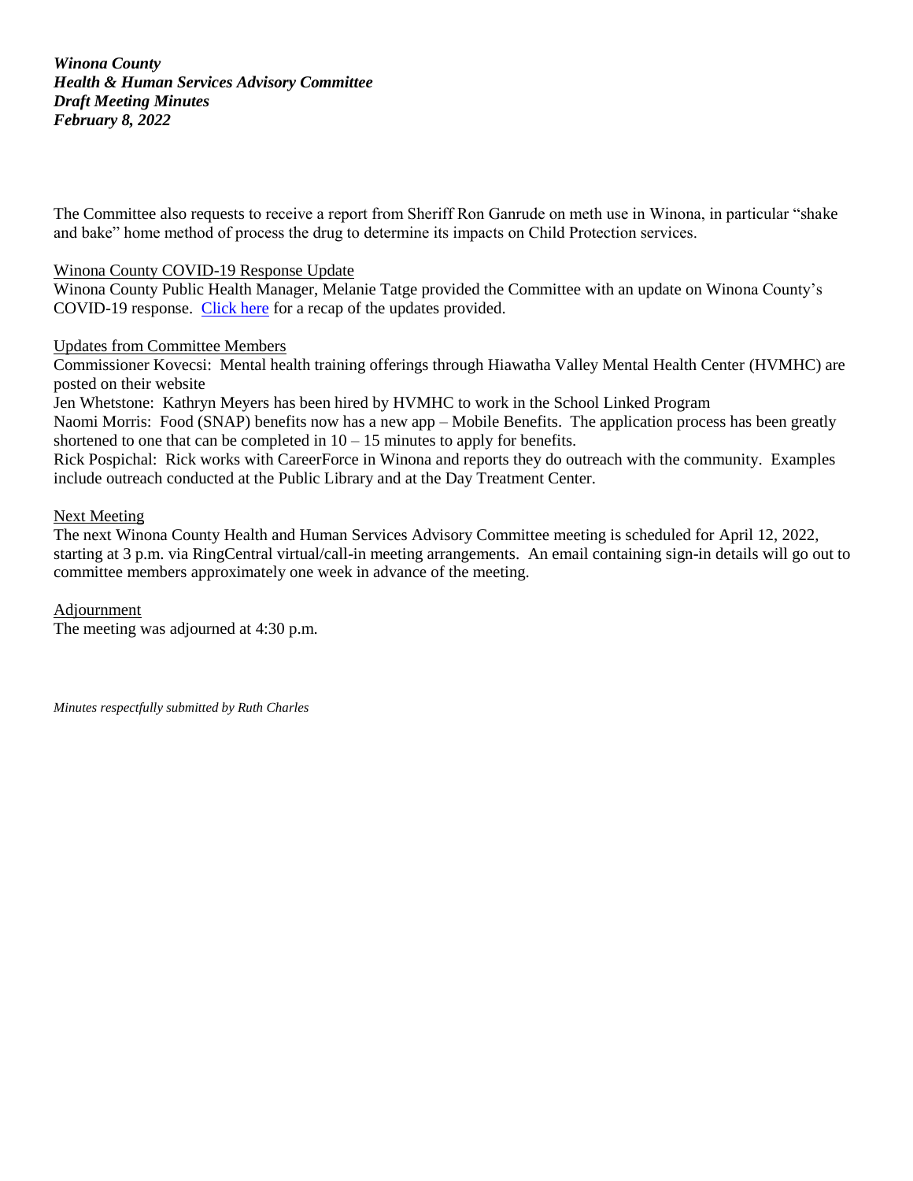*Winona County*
*Health & Human Services Advisory Committee*
*Draft Meeting Minutes*
*February 8, 2022*

The Committee also requests to receive a report from Sheriff Ron Ganrude on meth use in Winona, in particular "shake and bake" home method of process the drug to determine its impacts on Child Protection services.

<u>Winona County COVID-19 Response Update</u>
Winona County Public Health Manager, Melanie Tatge provided the Committee with an update on Winona County's COVID-19 response. Click here for a recap of the updates provided.

<u>Updates from Committee Members</u>
Commissioner Kovecsi: Mental health training offerings through Hiawatha Valley Mental Health Center (HVMHC) are posted on their website
Jen Whetstone: Kathryn Meyers has been hired by HVMHC to work in the School Linked Program
Naomi Morris: Food (SNAP) benefits now has a new app – Mobile Benefits. The application process has been greatly shortened to one that can be completed in 10 – 15 minutes to apply for benefits.
Rick Pospichal: Rick works with CareerForce in Winona and reports they do outreach with the community. Examples include outreach conducted at the Public Library and at the Day Treatment Center.

<u>Next Meeting</u>
The next Winona County Health and Human Services Advisory Committee meeting is scheduled for April 12, 2022, starting at 3 p.m. via RingCentral virtual/call-in meeting arrangements. An email containing sign-in details will go out to committee members approximately one week in advance of the meeting.

<u>Adjournment</u>
The meeting was adjourned at 4:30 p.m.

*Minutes respectfully submitted by Ruth Charles*